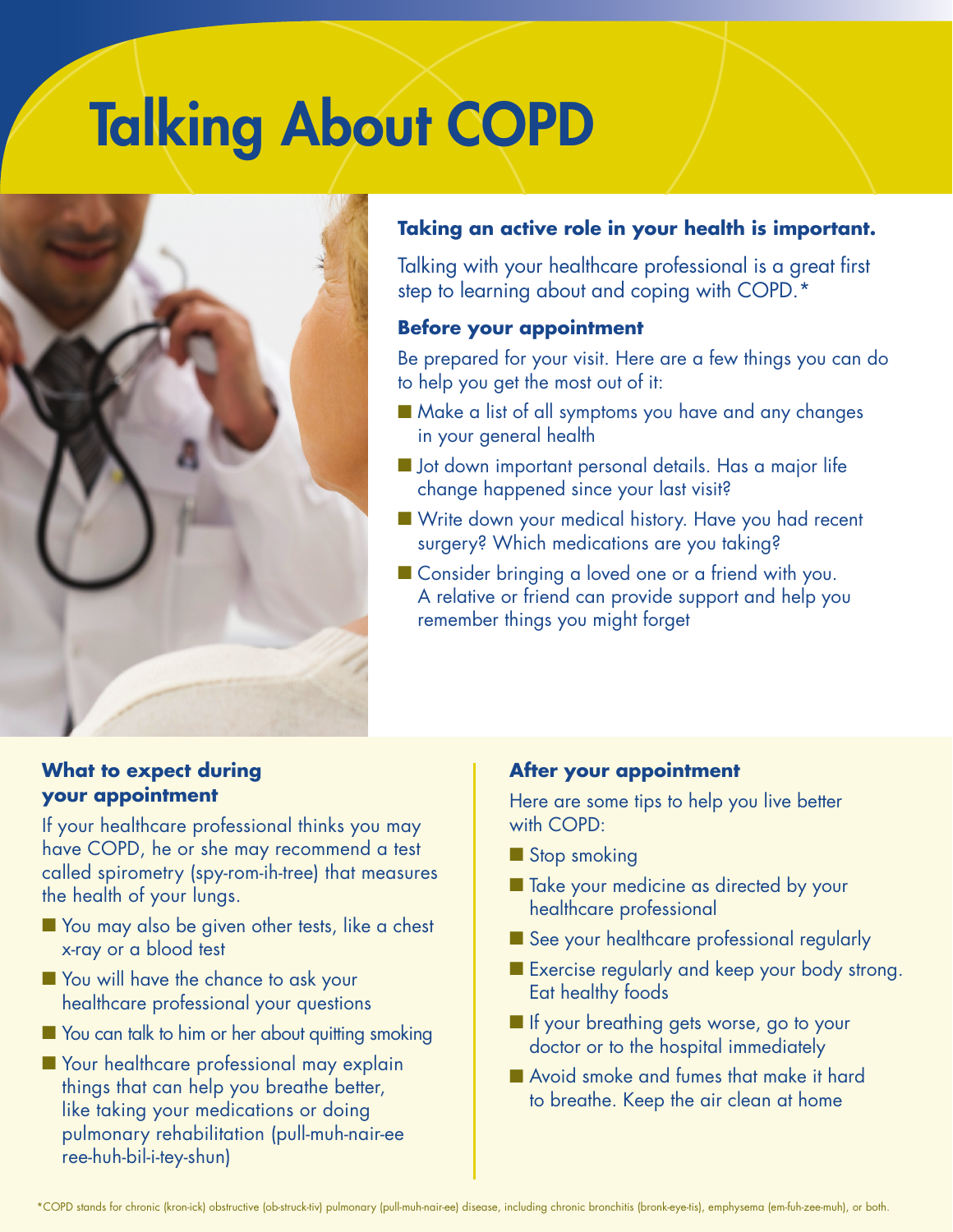# Talking About COPD

**Taking an active role in your health is important.**

Talking with your healthcare professional is a great first step to learning about and coping with COPD.*

### Before your appointment

Be prepared for your visit. Here are a few things you can do to help you get the most out of it:

- Make a list of all symptoms you have and any changes in your general health
- Jot down important personal details. Has a major life change happened since your last visit?
- Write down your medical history. Have you had recent surgery? Which medications are you taking?
- Consider bringing a loved one or a friend with you. A relative or friend can provide support and help you remember things you might forget

### What to expect during your appointment

If your healthcare professional thinks you may have COPD, he or she may recommend a test called spirometry (spy-rom-ih-tree) that measures the health of your lungs.

- You may also be given other tests, like a chest x-ray or a blood test
- You will have the chance to ask your healthcare professional your questions
- You can talk to him or her about quitting smoking
- Your healthcare professional may explain things that can help you breathe better, like taking your medications or doing pulmonary rehabilitation (pull-muh-nair-ee ree-huh-bil-i-tey-shun)

### After your appointment

Here are some tips to help you live better with COPD:

- Stop smoking
- Take your medicine as directed by your healthcare professional
- See your healthcare professional regularly
- Exercise regularly and keep your body strong. Eat healthy foods
- If your breathing gets worse, go to your doctor or to the hospital immediately
- Avoid smoke and fumes that make it hard to breathe. Keep the air clean at home

*COPD stands for chronic (kron-ick) obstructive (ob-struck-tiv) pulmonary (pull-muh-nair-ee) disease, including chronic bronchitis (bronk-eye-tis), emphysema (em-fuh-zee-muh), or both.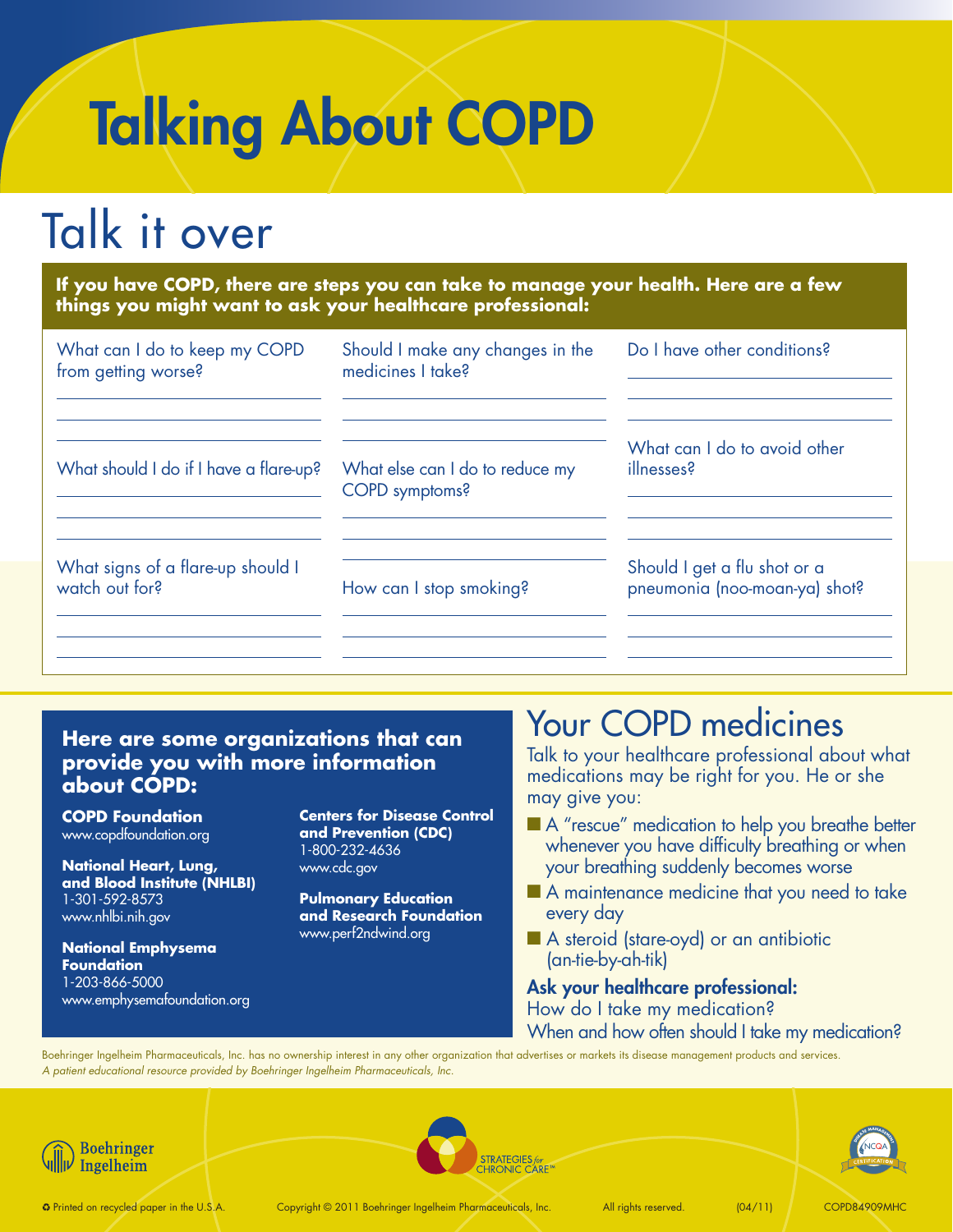# Talking About COPD

## Talk it over

**If you have COPD, there are steps you can take to manage your health. Here are a few things you might want to ask your healthcare professional:**

- What can I do to keep my COPD from getting worse?
- What should I do if I have a flare-up?
- What signs of a flare-up should I watch out for?
- Should I make any changes in the medicines I take?
- What else can I do to reduce my COPD symptoms?
- How can I stop smoking?
- Do I have other conditions?
- What can I do to avoid other illnesses?
- Should I get a flu shot or a pneumonia (noo-moan-ya) shot?

### Here are some organizations that can provide you with more information about COPD:

**COPD Foundation**
www.copdfoundation.org

**National Heart, Lung, and Blood Institute (NHLBI)**
1-301-592-8573
www.nhlbi.nih.gov

**National Emphysema Foundation**
1-203-866-5000
www.emphysemafoundation.org

**Centers for Disease Control and Prevention (CDC)**
1-800-232-4636
www.cdc.gov

**Pulmonary Education and Research Foundation**
www.perf2ndwind.org

## Your COPD medicines

Talk to your healthcare professional about what medications may be right for you. He or she may give you:

- A "rescue" medication to help you breathe better whenever you have difficulty breathing or when your breathing suddenly becomes worse
- A maintenance medicine that you need to take every day
- A steroid (stare-oyd) or an antibiotic (an-tie-by-ah-tik)

**Ask your healthcare professional:**

How do I take my medication?

When and how often should I take my medication?

Boehringer Ingelheim Pharmaceuticals, Inc. has no ownership interest in any other organization that advertises or markets its disease management products and services.

*A patient educational resource provided by Boehringer Ingelheim Pharmaceuticals, Inc.*

Boehringer Ingelheim

STRATEGIES for CHRONIC CARE™

NCQA Disease Management Certification

♻ Printed on recycled paper in the U.S.A. Copyright © 2011 Boehringer Ingelheim Pharmaceuticals, Inc. All rights reserved. (04/11) COPD84909MHC